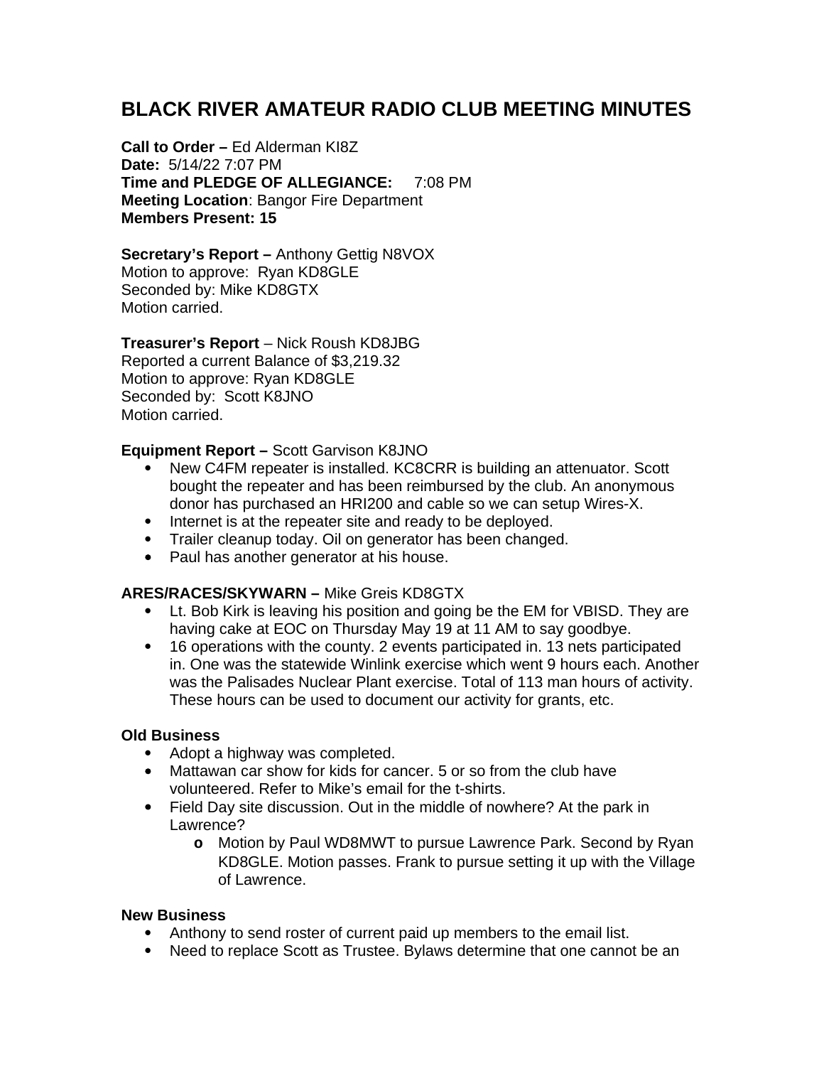# BLACK RIVER AMATEUR RADIO CLUB MEETING MINUTES

**Call to Order –** Ed Alderman KI8Z
**Date:** 5/14/22 7:07 PM
**Time and PLEDGE OF ALLEGIANCE:** 7:08 PM
**Meeting Location**: Bangor Fire Department
**Members Present: 15**

**Secretary's Report –** Anthony Gettig N8VOX
Motion to approve: Ryan KD8GLE
Seconded by: Mike KD8GTX
Motion carried.

**Treasurer's Report** – Nick Roush KD8JBG
Reported a current Balance of $3,219.32
Motion to approve: Ryan KD8GLE
Seconded by: Scott K8JNO
Motion carried.

**Equipment Report –** Scott Garvison K8JNO

- New C4FM repeater is installed. KC8CRR is building an attenuator. Scott bought the repeater and has been reimbursed by the club. An anonymous donor has purchased an HRI200 and cable so we can setup Wires-X.
- Internet is at the repeater site and ready to be deployed.
- Trailer cleanup today. Oil on generator has been changed.
- Paul has another generator at his house.

**ARES/RACES/SKYWARN –** Mike Greis KD8GTX

- Lt. Bob Kirk is leaving his position and going be the EM for VBISD. They are having cake at EOC on Thursday May 19 at 11 AM to say goodbye.
- 16 operations with the county. 2 events participated in. 13 nets participated in. One was the statewide Winlink exercise which went 9 hours each. Another was the Palisades Nuclear Plant exercise. Total of 113 man hours of activity. These hours can be used to document our activity for grants, etc.

**Old Business**

- Adopt a highway was completed.
- Mattawan car show for kids for cancer. 5 or so from the club have volunteered. Refer to Mike's email for the t-shirts.
- Field Day site discussion. Out in the middle of nowhere? At the park in Lawrence?
  - Motion by Paul WD8MWT to pursue Lawrence Park. Second by Ryan KD8GLE. Motion passes. Frank to pursue setting it up with the Village of Lawrence.

**New Business**

- Anthony to send roster of current paid up members to the email list.
- Need to replace Scott as Trustee. Bylaws determine that one cannot be an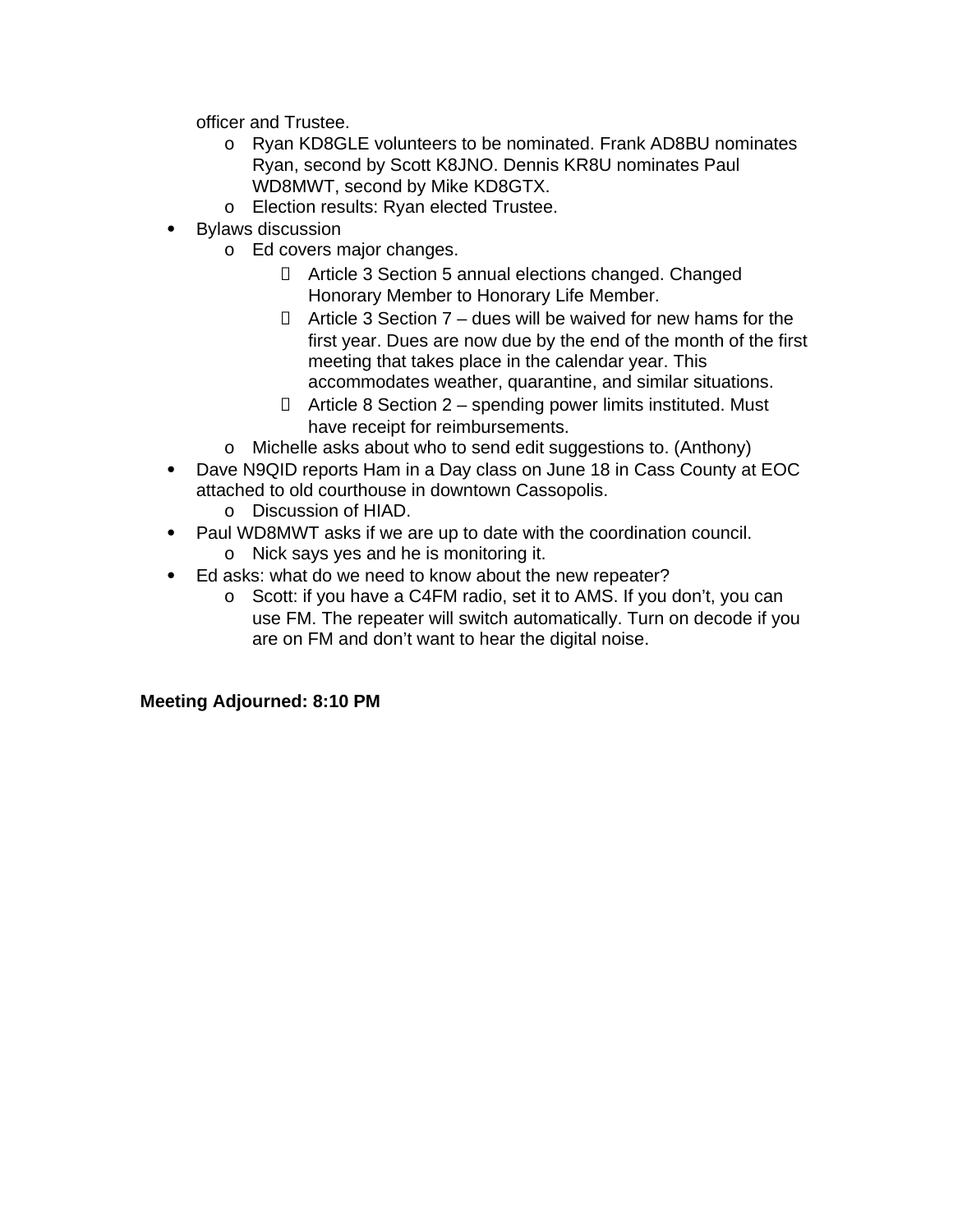officer and Trustee.

  - Ryan KD8GLE volunteers to be nominated. Frank AD8BU nominates Ryan, second by Scott K8JNO. Dennis KR8U nominates Paul WD8MWT, second by Mike KD8GTX.
  - Election results: Ryan elected Trustee.
- Bylaws discussion
  - Ed covers major changes.
    - Article 3 Section 5 annual elections changed. Changed Honorary Member to Honorary Life Member.
    - Article 3 Section 7 – dues will be waived for new hams for the first year. Dues are now due by the end of the month of the first meeting that takes place in the calendar year. This accommodates weather, quarantine, and similar situations.
    - Article 8 Section 2 – spending power limits instituted. Must have receipt for reimbursements.
  - Michelle asks about who to send edit suggestions to. (Anthony)
- Dave N9QID reports Ham in a Day class on June 18 in Cass County at EOC attached to old courthouse in downtown Cassopolis.
  - Discussion of HIAD.
- Paul WD8MWT asks if we are up to date with the coordination council.
  - Nick says yes and he is monitoring it.
- Ed asks: what do we need to know about the new repeater?
  - Scott: if you have a C4FM radio, set it to AMS. If you don't, you can use FM. The repeater will switch automatically. Turn on decode if you are on FM and don't want to hear the digital noise.

**Meeting Adjourned: 8:10 PM**